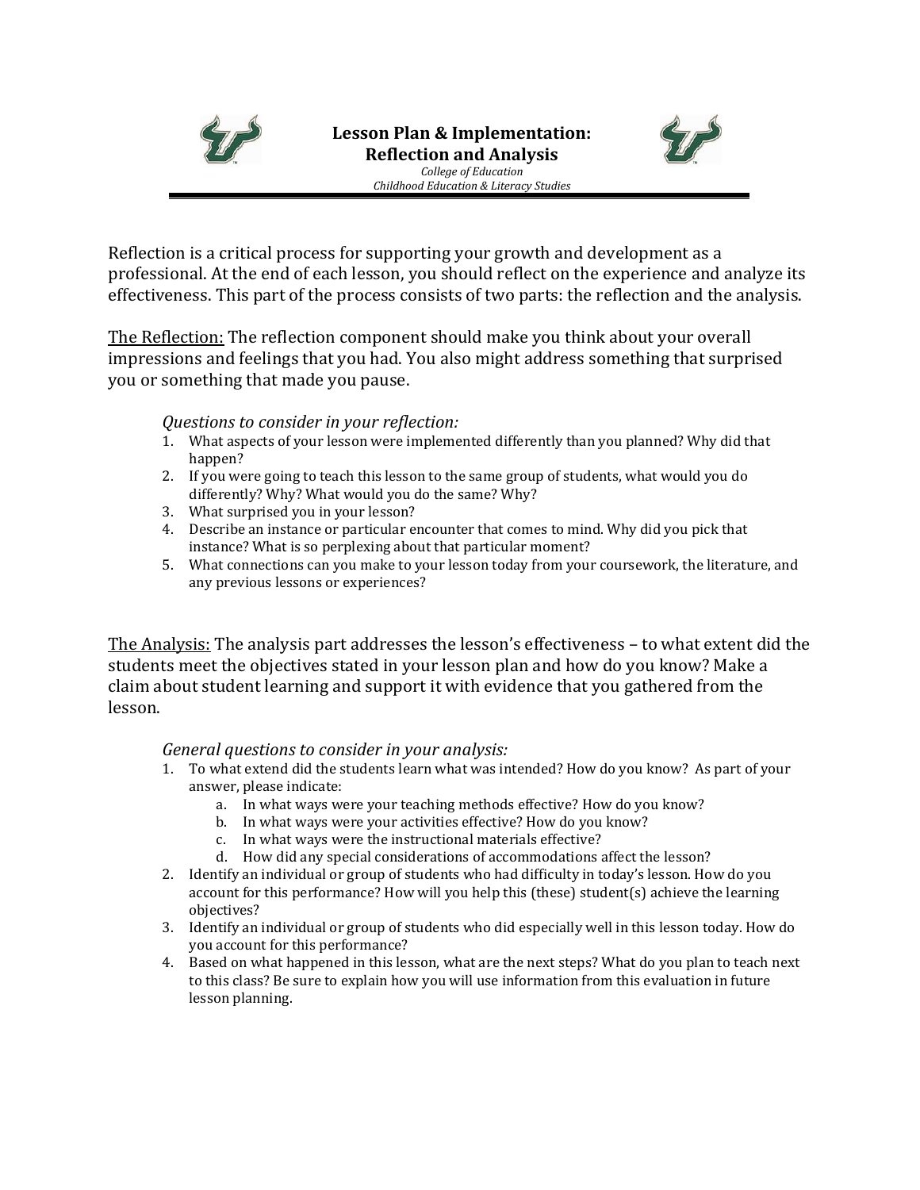# Lesson Plan & Implementation: Reflection and Analysis

*College of Education*
*Childhood Education & Literacy Studies*

---

Reflection is a critical process for supporting your growth and development as a professional. At the end of each lesson, you should reflect on the experience and analyze its effectiveness. This part of the process consists of two parts: the reflection and the analysis.

<u>The Reflection:</u> The reflection component should make you think about your overall impressions and feelings that you had. You also might address something that surprised you or something that made you pause.

*Questions to consider in your reflection:*

1. What aspects of your lesson were implemented differently than you planned? Why did that happen?
2. If you were going to teach this lesson to the same group of students, what would you do differently? Why? What would you do the same? Why?
3. What surprised you in your lesson?
4. Describe an instance or particular encounter that comes to mind. Why did you pick that instance? What is so perplexing about that particular moment?
5. What connections can you make to your lesson today from your coursework, the literature, and any previous lessons or experiences?

<u>The Analysis:</u> The analysis part addresses the lesson's effectiveness – to what extent did the students meet the objectives stated in your lesson plan and how do you know? Make a claim about student learning and support it with evidence that you gathered from the lesson.

*General questions to consider in your analysis:*

1. To what extend did the students learn what was intended? How do you know? As part of your answer, please indicate:
   a. In what ways were your teaching methods effective? How do you know?
   b. In what ways were your activities effective? How do you know?
   c. In what ways were the instructional materials effective?
   d. How did any special considerations of accommodations affect the lesson?
2. Identify an individual or group of students who had difficulty in today's lesson. How do you account for this performance? How will you help this (these) student(s) achieve the learning objectives?
3. Identify an individual or group of students who did especially well in this lesson today. How do you account for this performance?
4. Based on what happened in this lesson, what are the next steps? What do you plan to teach next to this class? Be sure to explain how you will use information from this evaluation in future lesson planning.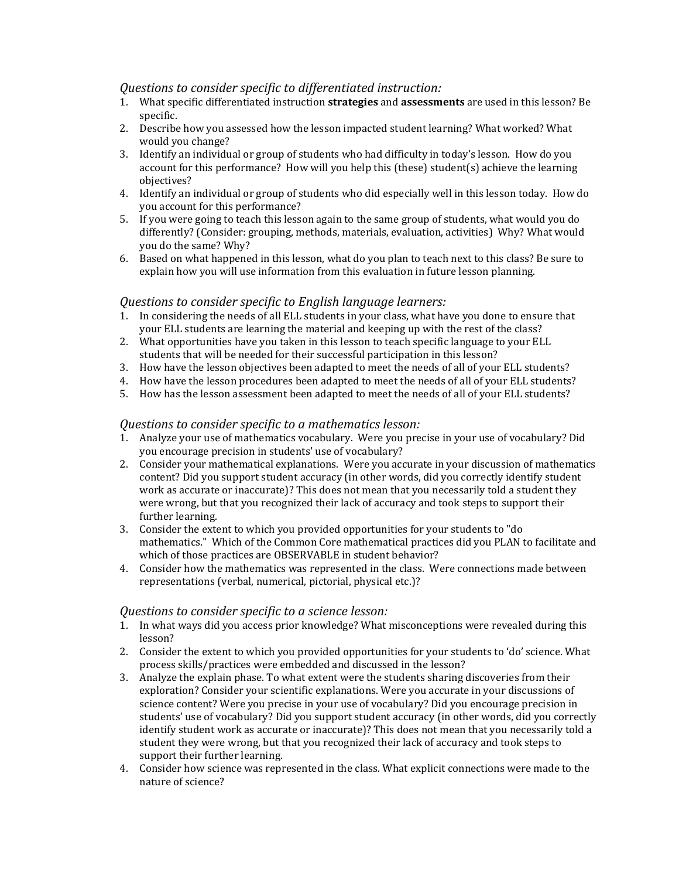*Questions to consider specific to differentiated instruction:*

1. What specific differentiated instruction **strategies** and **assessments** are used in this lesson? Be specific.
2. Describe how you assessed how the lesson impacted student learning? What worked? What would you change?
3. Identify an individual or group of students who had difficulty in today's lesson. How do you account for this performance? How will you help this (these) student(s) achieve the learning objectives?
4. Identify an individual or group of students who did especially well in this lesson today. How do you account for this performance?
5. If you were going to teach this lesson again to the same group of students, what would you do differently? (Consider: grouping, methods, materials, evaluation, activities) Why? What would you do the same? Why?
6. Based on what happened in this lesson, what do you plan to teach next to this class? Be sure to explain how you will use information from this evaluation in future lesson planning.

*Questions to consider specific to English language learners:*

1. In considering the needs of all ELL students in your class, what have you done to ensure that your ELL students are learning the material and keeping up with the rest of the class?
2. What opportunities have you taken in this lesson to teach specific language to your ELL students that will be needed for their successful participation in this lesson?
3. How have the lesson objectives been adapted to meet the needs of all of your ELL students?
4. How have the lesson procedures been adapted to meet the needs of all of your ELL students?
5. How has the lesson assessment been adapted to meet the needs of all of your ELL students?

*Questions to consider specific to a mathematics lesson:*

1. Analyze your use of mathematics vocabulary. Were you precise in your use of vocabulary? Did you encourage precision in students' use of vocabulary?
2. Consider your mathematical explanations. Were you accurate in your discussion of mathematics content? Did you support student accuracy (in other words, did you correctly identify student work as accurate or inaccurate)? This does not mean that you necessarily told a student they were wrong, but that you recognized their lack of accuracy and took steps to support their further learning.
3. Consider the extent to which you provided opportunities for your students to "do mathematics." Which of the Common Core mathematical practices did you PLAN to facilitate and which of those practices are OBSERVABLE in student behavior?
4. Consider how the mathematics was represented in the class. Were connections made between representations (verbal, numerical, pictorial, physical etc.)?

*Questions to consider specific to a science lesson:*

1. In what ways did you access prior knowledge? What misconceptions were revealed during this lesson?
2. Consider the extent to which you provided opportunities for your students to 'do' science. What process skills/practices were embedded and discussed in the lesson?
3. Analyze the explain phase. To what extent were the students sharing discoveries from their exploration? Consider your scientific explanations. Were you accurate in your discussions of science content? Were you precise in your use of vocabulary? Did you encourage precision in students' use of vocabulary? Did you support student accuracy (in other words, did you correctly identify student work as accurate or inaccurate)? This does not mean that you necessarily told a student they were wrong, but that you recognized their lack of accuracy and took steps to support their further learning.
4. Consider how science was represented in the class. What explicit connections were made to the nature of science?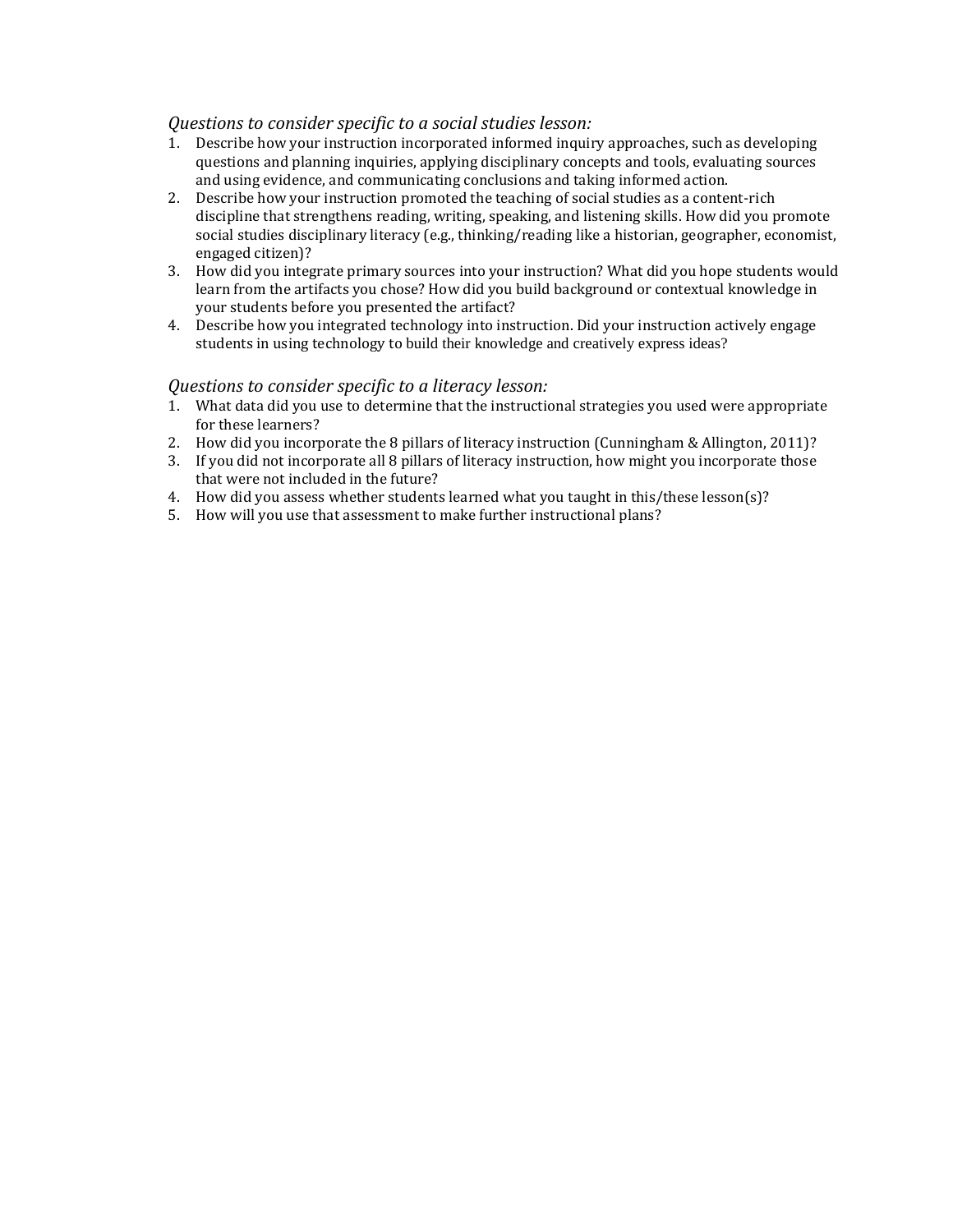*Questions to consider specific to a social studies lesson:*

1. Describe how your instruction incorporated informed inquiry approaches, such as developing questions and planning inquiries, applying disciplinary concepts and tools, evaluating sources and using evidence, and communicating conclusions and taking informed action.
2. Describe how your instruction promoted the teaching of social studies as a content-rich discipline that strengthens reading, writing, speaking, and listening skills. How did you promote social studies disciplinary literacy (e.g., thinking/reading like a historian, geographer, economist, engaged citizen)?
3. How did you integrate primary sources into your instruction? What did you hope students would learn from the artifacts you chose? How did you build background or contextual knowledge in your students before you presented the artifact?
4. Describe how you integrated technology into instruction. Did your instruction actively engage students in using technology to build their knowledge and creatively express ideas?

*Questions to consider specific to a literacy lesson:*

1. What data did you use to determine that the instructional strategies you used were appropriate for these learners?
2. How did you incorporate the 8 pillars of literacy instruction (Cunningham & Allington, 2011)?
3. If you did not incorporate all 8 pillars of literacy instruction, how might you incorporate those that were not included in the future?
4. How did you assess whether students learned what you taught in this/these lesson(s)?
5. How will you use that assessment to make further instructional plans?